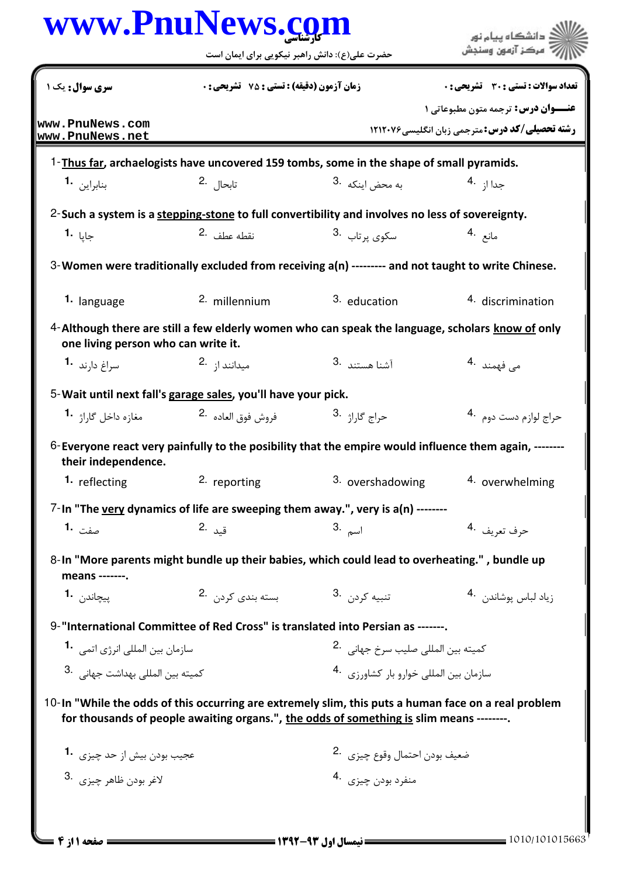**www.PnuNews.com**

کارشناسی

حضرت علی(ع): دانش راهبر نیکویی برای ایمان است

دانشگاه پیام نور
مرکز آزمون وسنجش

**سری سوال:** یک ۱ | **زمان آزمون (دقیقه) : تستی : ۷۵ تشریحی : ۰** | **تعداد سوالات : تستی : ۳۰ تشریحی : ۰**

**عنـــوان درس:** ترجمه متون مطبوعاتی ۱

**رشته تحصیلی/کد درس:** مترجمی زبان انگلیسی ۱۲۱۲۰۷۶

www.PnuNews.com
www.PnuNews.net

1- **Thus far, archaelogists have uncovered 159 tombs, some in the shape of small pyramids.**

1. بنابراین
2. تابحال
3. به محض اینکه
4. جدا از

2- **Such a system is a stepping-stone to full convertibility and involves no less of sovereignty.**

1. جاپا
2. نقطه عطف
3. سکوی پرتاب
4. مانع

3- **Women were traditionally excluded from receiving a(n) --------- and not taught to write Chinese.**

1. language
2. millennium
3. education
4. discrimination

4- **Although there are still a few elderly women who can speak the language, scholars know of only one living person who can write it.**

1. سراغ دارند
2. میدانند از
3. آشنا هستند
4. می فهمند

5- **Wait until next fall's garage sales, you'll have your pick.**

1. مغازه داخل گاراژ
2. فروش فوق العاده
3. حراج گاراژ
4. حراج لوازم دست دوم

6- **Everyone react very painfully to the posibility that the empire would influence them again, -------- their independence.**

1. reflecting
2. reporting
3. overshadowing
4. overwhelming

7- **In "The very dynamics of life are sweeping them away.", very is a(n) --------**

1. صفت
2. قید
3. اسم
4. حرف تعریف

8- **In "More parents might bundle up their babies, which could lead to overheating." , bundle up means -------.**

1. پیچاندن
2. بسته بندی کردن
3. تنبیه کردن
4. زیاد لباس پوشاندن

9- **"International Committee of Red Cross" is translated into Persian as -------.**

1. سازمان بین المللی انرژی اتمی
2. کمیته بین المللی صلیب سرخ جهانی
3. کمیته بین المللی بهداشت جهانی
4. سازمان بین المللی خواروبار کشاورزی

10- **In "While the odds of this occurring are extremely slim, this puts a human face on a real problem for thousands of people awaiting organs.", the odds of something is slim means --------.**

1. عجیب بودن بیش از حد چیزی
2. ضعیف بودن احتمال وقوع چیزی
3. لاغر بودن ظاهر چیزی
4. منفرد بودن چیزی

نیمسال اول ۹۳-۱۳۹۲

1010/101015663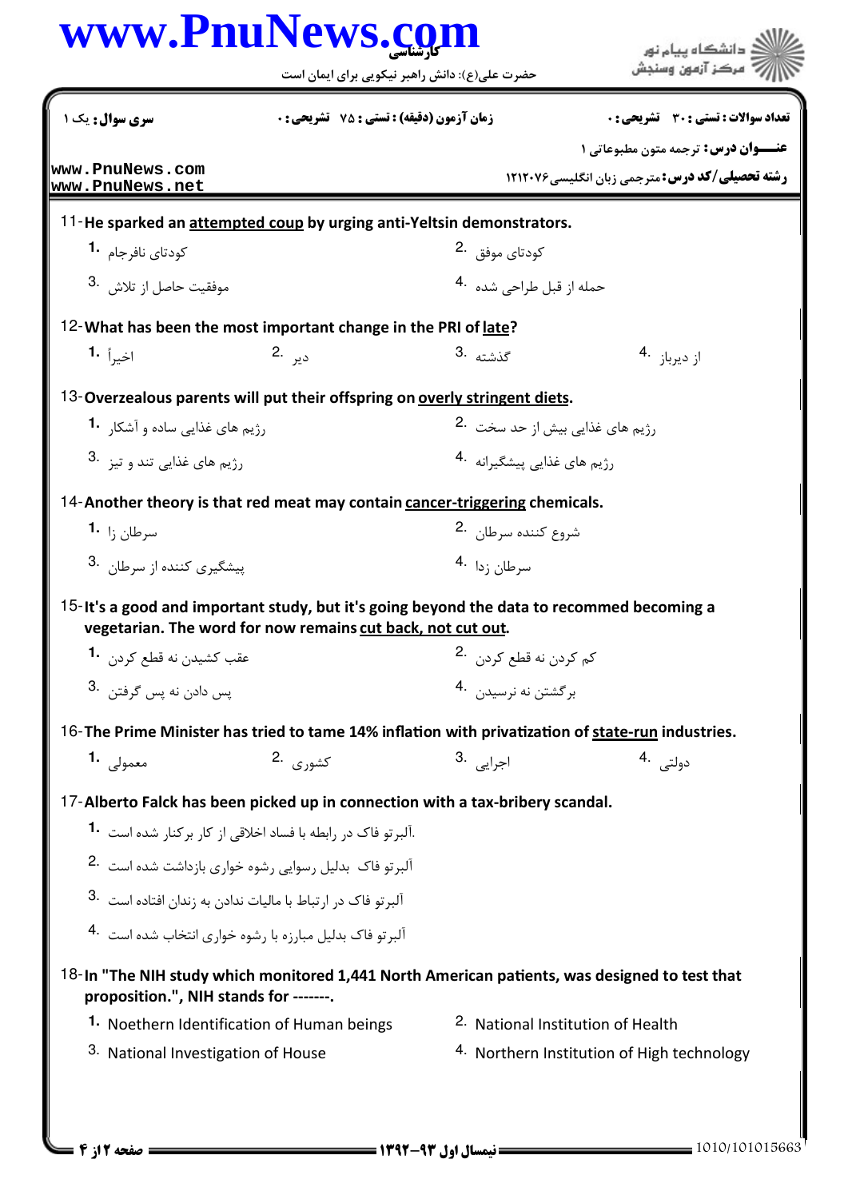11-He sparked an <u>attempted coup</u> by urging anti-Yeltsin demonstrators.

1. کودتای نافرجام
2. کودتای موفق
3. موفقیت حاصل از تلاش
4. حمله از قبل طراحی شده

12-What has been the most important change in the PRI of <u>late</u>?

1. اخیراً
2. دیر
3. گذشته
4. از دیرباز

13-Overzealous parents will put their offspring on <u>overly stringent diets</u>.

1. رژیم های غذایی ساده و آشکار
2. رژیم های غذایی بیش از حد سخت
3. رژیم های غذایی تند و تیز
4. رژیم های غذایی پیشگیرانه

14-Another theory is that red meat may contain <u>cancer-triggering</u> chemicals.

1. سرطان زا
2. شروع کننده سرطان
3. پیشگیری کننده از سرطان
4. سرطان زدا

15-It's a good and important study, but it's going beyond the data to recommed becoming a vegetarian. The word for now remains <u>cut back, not cut out</u>.

1. عقب کشیدن نه قطع کردن
2. کم کردن نه قطع کردن
3. پس دادن نه پس گرفتن
4. برگشتن نه نرسیدن

16-The Prime Minister has tried to tame 14% inflation with privatization of <u>state-run</u> industries.

1. معمولی
2. کشوری
3. اجرایی
4. دولتی

17-Alberto Falck has been picked up in connection with a tax-bribery scandal.

1. .آلبرتو فاک در رابطه با فساد اخلاقی از کار برکنار شده است
2. آلبرتو فاک بدلیل رسوایی رشوه خواری بازداشت شده است
3. آلبرتو فاک در ارتباط با مالیات ندادن به زندان افتاده است
4. آلبرتو فاک بدلیل مبارزه با رشوه خواری انتخاب شده است

18-In "The NIH study which monitored 1,441 North American patients, was designed to test that proposition.", NIH stands for -------.

1. Noethern Identification of Human beings
2. National Institution of Health
3. National Investigation of House
4. Northern Institution of High technology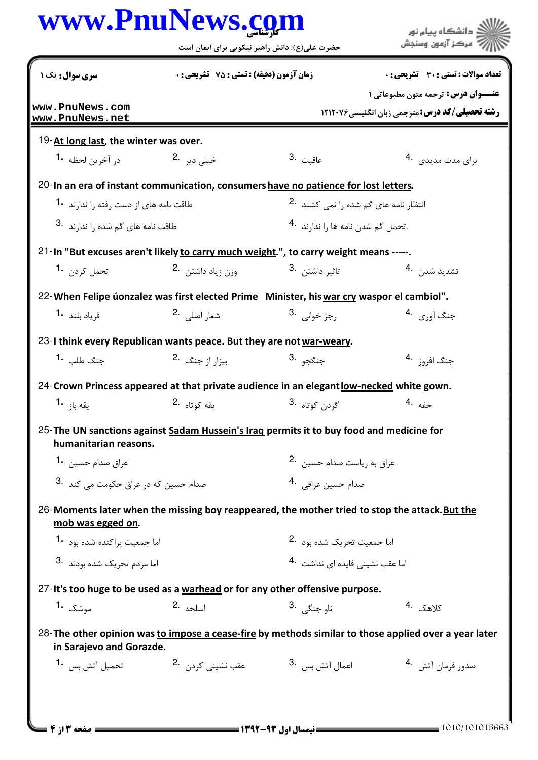**سری سوال:** یک ۱ | **زمان آزمون (دقیقه) : تستی : ۷۵ تشریحی : ۰** | **تعداد سوالات : تستی : ۳۰ تشریحی : ۰**

**عنـــوان درس:** ترجمه متون مطبوعاتی ۱

**رشته تحصیلی/کد درس:** مترجمی زبان انگلیسی ۱۲۱۲۰۷۶

19- **At long last**, the winter was over.

1. در آخرین لحظه
2. خیلی دیر
3. عاقبت
4. برای مدت مدیدی

20- In an era of instant communication, consumers **have no patience for lost letters**.

1. طاقت نامه های از دست رفته را ندارند
2. انتظار نامه های گم شده را نمی کشند
3. طاقت نامه های گم شده را ندارند
4. .تحمل گم شدن نامه ها را ندارند

21- In "But excuses aren't likely **to carry much weight**.", to carry weight means -----.

1. تحمل کردن
2. وزن زیاد داشتن
3. تاثیر داشتن
4. تشدید شدن

22- When Felipe úonzalez was first elected Prime Minister, his **war cry** waspor el cambiol".

1. فریاد بلند
2. شعار اصلی
3. رجز خوانی
4. جنگ آوری

23- I think every Republican wants peace. But they are not **war-weary**.

1. جنگ طلب
2. بیزار از جنگ
3. جنگجو
4. جنگ افروز

24- Crown Princess appeared at that private audience in an elegant **low-necked** white gown.

1. یقه باز
2. یقه کوتاه
3. گردن کوتاه
4. خفه

25- The UN sanctions against **Sadam Hussein's Iraq** permits it to buy food and medicine for humanitarian reasons.

1. عراق صدام حسین
2. عراق به ریاست صدام حسین
3. صدام حسین که در عراق حکومت می کند
4. صدام حسین عراقی

26- Moments later when the missing boy reappeared, the mother tried to stop the attack. **But the mob was egged on**.

1. اما جمعیت پراکنده شده بود
2. اما جمعیت تحریک شده بود
3. اما مردم تحریک شده بودند
4. اما عقب نشینی فایده ای نداشت

27- It's too huge to be used as a **warhead** or for any other offensive purpose.

1. موشک
2. اسلحه
3. ناو جنگی
4. کلاهک

28- The other opinion was **to impose a cease-fire** by methods similar to those applied over a year later in Sarajevo and Gorazde.

1. تحمیل آتش بس
2. عقب نشینی کردن
3. اعمال آتش بس
4. صدور فرمان آتش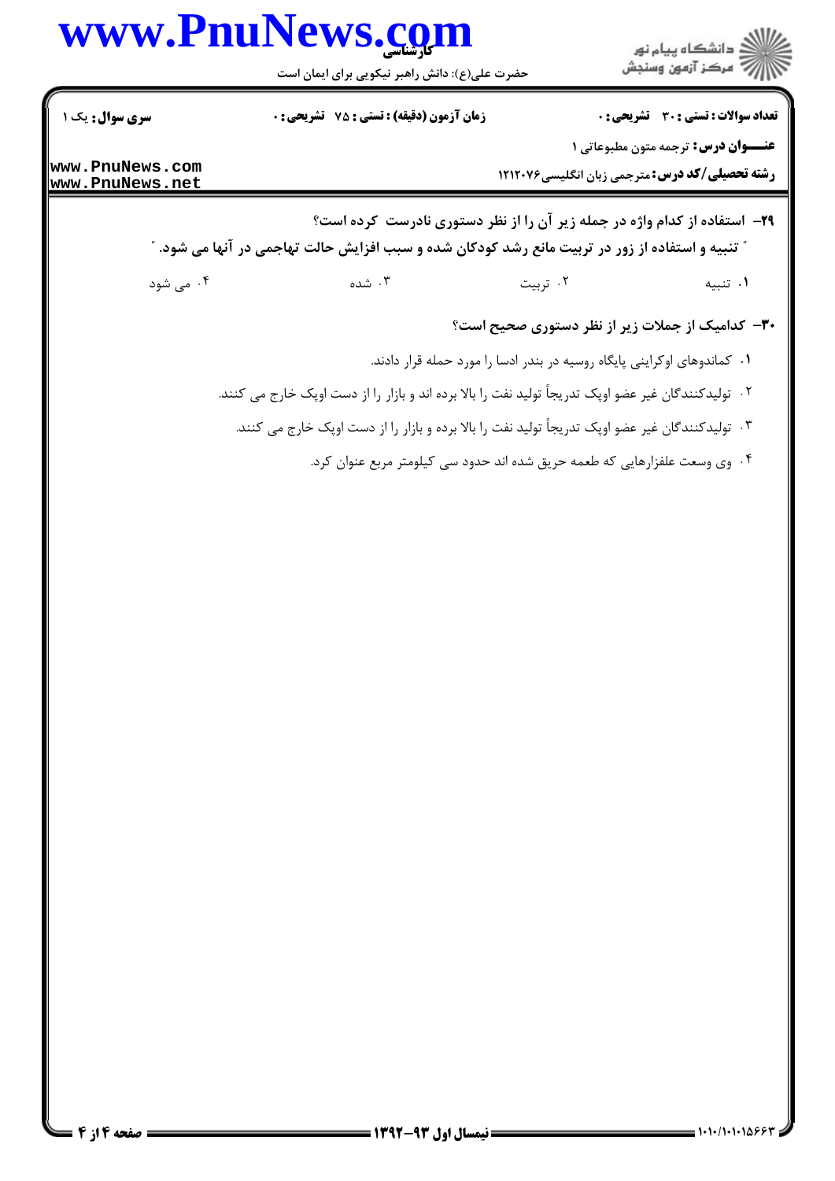**۲۹- استفاده از کدام واژه در جمله زیر آن را از نظر دستوری نادرست کرده است؟**

**" تنبیه و استفاده از زور در تربیت مانع رشد کودکان شده و سبب افزایش حالت تهاجمی در آنها می شود. "**

۱. تنبیه ۲. تربیت ۳. شده ۴. می شود

**۳۰- کدامیک از جملات زیر از نظر دستوری صحیح است؟**

۱. کماندوهای اوکراینی پایگاه روسیه در بندر ادسا را مورد حمله قرار دادند.

۲. تولیدکنندگان غیر عضو اوپک تدریجاً تولید نفت را بالا برده اند و بازار را از دست اوپک خارج می کنند.

۳. تولیدکنندگان غیر عضو اوپک تدریجاً تولید نفت را بالا برده و بازار را از دست اوپک خارج می کنند.

۴. وی وسعت علفزارهایی که طعمه حریق شده اند حدود سی کیلومتر مربع عنوان کرد.